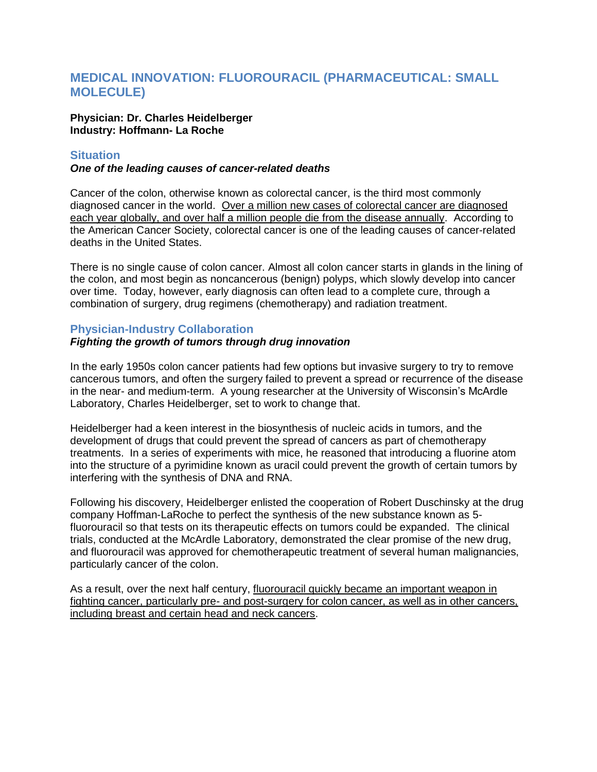# MEDICAL INNOVATION: FLUOROURACIL (PHARMACEUTICAL: SMALL MOLECULE)

**Physician: Dr. Charles Heidelberger**
**Industry: Hoffmann- La Roche**

## Situation

***One of the leading causes of cancer-related deaths***

Cancer of the colon, otherwise known as colorectal cancer, is the third most commonly diagnosed cancer in the world. Over a million new cases of colorectal cancer are diagnosed each year globally, and over half a million people die from the disease annually. According to the American Cancer Society, colorectal cancer is one of the leading causes of cancer-related deaths in the United States.

There is no single cause of colon cancer. Almost all colon cancer starts in glands in the lining of the colon, and most begin as noncancerous (benign) polyps, which slowly develop into cancer over time. Today, however, early diagnosis can often lead to a complete cure, through a combination of surgery, drug regimens (chemotherapy) and radiation treatment.

## Physician-Industry Collaboration

***Fighting the growth of tumors through drug innovation***

In the early 1950s colon cancer patients had few options but invasive surgery to try to remove cancerous tumors, and often the surgery failed to prevent a spread or recurrence of the disease in the near- and medium-term. A young researcher at the University of Wisconsin's McArdle Laboratory, Charles Heidelberger, set to work to change that.

Heidelberger had a keen interest in the biosynthesis of nucleic acids in tumors, and the development of drugs that could prevent the spread of cancers as part of chemotherapy treatments. In a series of experiments with mice, he reasoned that introducing a fluorine atom into the structure of a pyrimidine known as uracil could prevent the growth of certain tumors by interfering with the synthesis of DNA and RNA.

Following his discovery, Heidelberger enlisted the cooperation of Robert Duschinsky at the drug company Hoffman-LaRoche to perfect the synthesis of the new substance known as 5-fluorouracil so that tests on its therapeutic effects on tumors could be expanded. The clinical trials, conducted at the McArdle Laboratory, demonstrated the clear promise of the new drug, and fluorouracil was approved for chemotherapeutic treatment of several human malignancies, particularly cancer of the colon.

As a result, over the next half century, fluorouracil quickly became an important weapon in fighting cancer, particularly pre- and post-surgery for colon cancer, as well as in other cancers, including breast and certain head and neck cancers.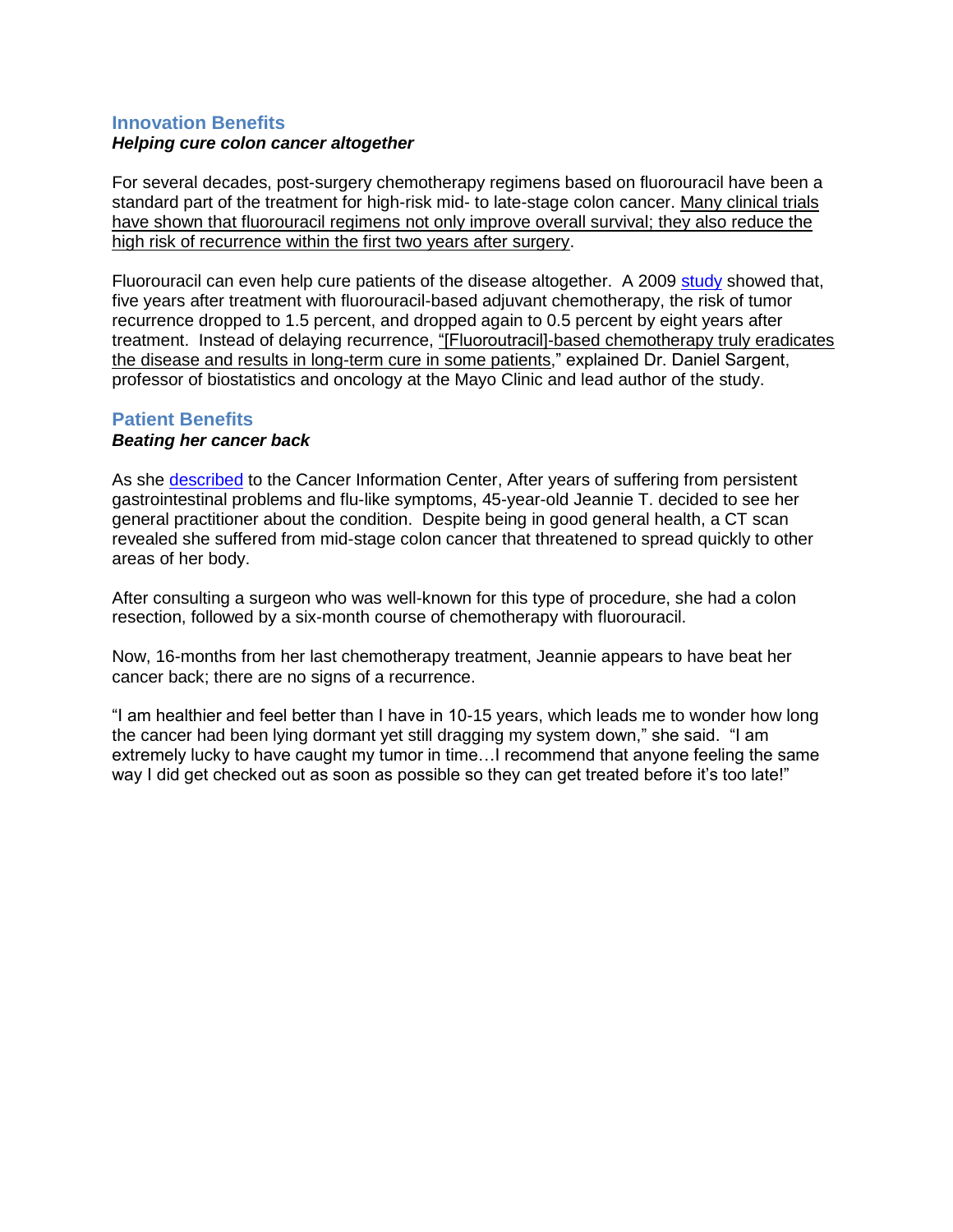## Innovation Benefits

***Helping cure colon cancer altogether***

For several decades, post-surgery chemotherapy regimens based on fluorouracil have been a standard part of the treatment for high-risk mid- to late-stage colon cancer. Many clinical trials have shown that fluorouracil regimens not only improve overall survival; they also reduce the high risk of recurrence within the first two years after surgery.

Fluorouracil can even help cure patients of the disease altogether. A 2009 study showed that, five years after treatment with fluorouracil-based adjuvant chemotherapy, the risk of tumor recurrence dropped to 1.5 percent, and dropped again to 0.5 percent by eight years after treatment. Instead of delaying recurrence, "[Fluoroutracil]-based chemotherapy truly eradicates the disease and results in long-term cure in some patients," explained Dr. Daniel Sargent, professor of biostatistics and oncology at the Mayo Clinic and lead author of the study.

## Patient Benefits

***Beating her cancer back***

As she described to the Cancer Information Center, After years of suffering from persistent gastrointestinal problems and flu-like symptoms, 45-year-old Jeannie T. decided to see her general practitioner about the condition. Despite being in good general health, a CT scan revealed she suffered from mid-stage colon cancer that threatened to spread quickly to other areas of her body.

After consulting a surgeon who was well-known for this type of procedure, she had a colon resection, followed by a six-month course of chemotherapy with fluorouracil.

Now, 16-months from her last chemotherapy treatment, Jeannie appears to have beat her cancer back; there are no signs of a recurrence.

"I am healthier and feel better than I have in 10-15 years, which leads me to wonder how long the cancer had been lying dormant yet still dragging my system down," she said. "I am extremely lucky to have caught my tumor in time…I recommend that anyone feeling the same way I did get checked out as soon as possible so they can get treated before it's too late!"